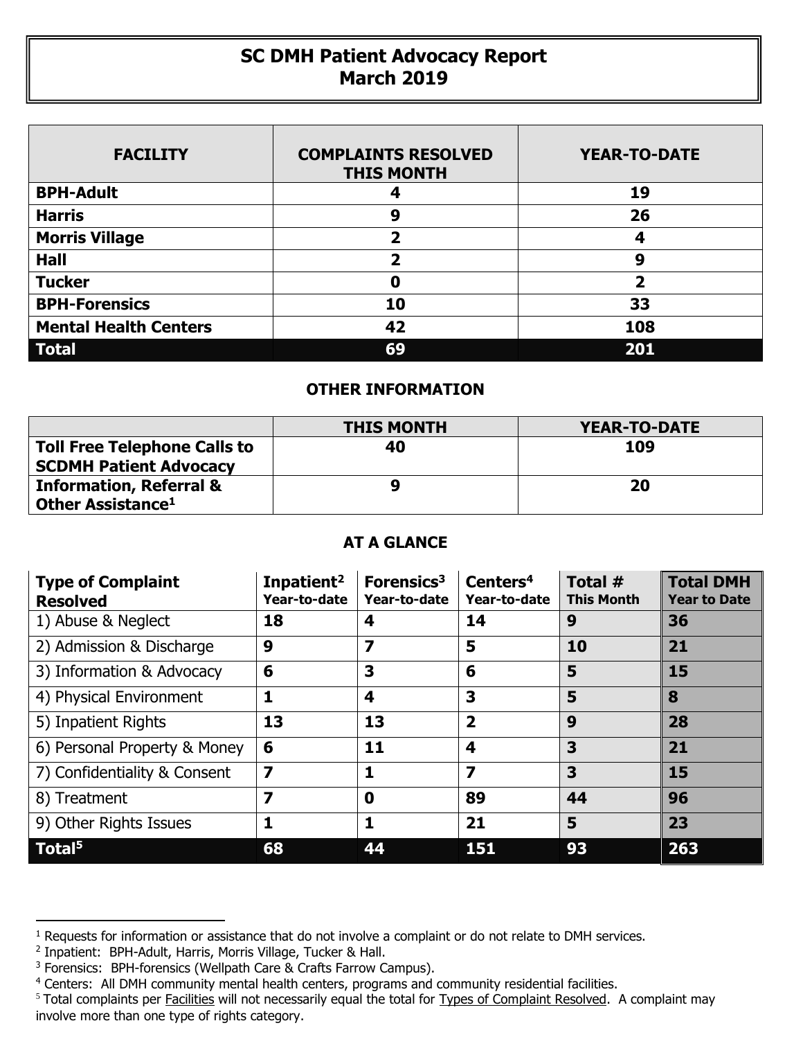# SC DMH Patient Advocacy Report
## March 2019

| FACILITY | COMPLAINTS RESOLVED THIS MONTH | YEAR-TO-DATE |
|---|---|---|
| **BPH-Adult** | **4** | **19** |
| **Harris** | **9** | **26** |
| **Morris Village** | **2** | **4** |
| **Hall** | **2** | **9** |
| **Tucker** | **0** | **2** |
| **BPH-Forensics** | **10** | **33** |
| **Mental Health Centers** | **42** | **108** |
| **Total** | **69** | **201** |

### OTHER INFORMATION

| | THIS MONTH | YEAR-TO-DATE |
|---|---|---|
| **Toll Free Telephone Calls to SCDMH Patient Advocacy** | **40** | **109** |
| **Information, Referral & Other Assistance**[1] | **9** | **20** |

### AT A GLANCE

| Type of Complaint Resolved | Inpatient[2] Year-to-date | Forensics[3] Year-to-date | Centers[4] Year-to-date | Total # This Month | Total DMH Year to Date |
|---|---|---|---|---|---|
| 1) Abuse & Neglect | **18** | **4** | **14** | **9** | **36** |
| 2) Admission & Discharge | **9** | **7** | **5** | **10** | **21** |
| 3) Information & Advocacy | **6** | **3** | **6** | **5** | **15** |
| 4) Physical Environment | **1** | **4** | **3** | **5** | **8** |
| 5) Inpatient Rights | **13** | **13** | **2** | **9** | **28** |
| 6) Personal Property & Money | **6** | **11** | **4** | **3** | **21** |
| 7) Confidentiality & Consent | **7** | **1** | **7** | **3** | **15** |
| 8) Treatment | **7** | **0** | **89** | **44** | **96** |
| 9) Other Rights Issues | **1** | **1** | **21** | **5** | **23** |
| **Total**[5] | **68** | **44** | **151** | **93** | **263** |

---

[1] Requests for information or assistance that do not involve a complaint or do not relate to DMH services.

[2] Inpatient: BPH-Adult, Harris, Morris Village, Tucker & Hall.

[3] Forensics: BPH-forensics (Wellpath Care & Crafts Farrow Campus).

[4] Centers: All DMH community mental health centers, programs and community residential facilities.

[5] Total complaints per Facilities will not necessarily equal the total for Types of Complaint Resolved. A complaint may involve more than one type of rights category.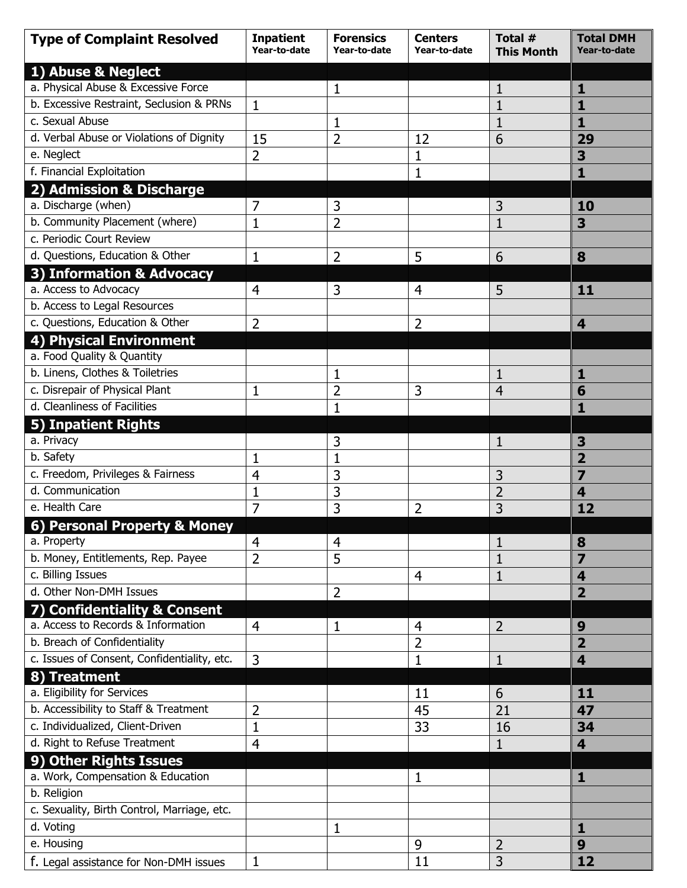| Type of Complaint Resolved | Inpatient Year-to-date | Forensics Year-to-date | Centers Year-to-date | Total # This Month | Total DMH Year-to-date |
|---|---|---|---|---|---|
| **1) Abuse & Neglect** | | | | | |
| a. Physical Abuse & Excessive Force | | 1 | | 1 | **1** |
| b. Excessive Restraint, Seclusion & PRNs | 1 | | | 1 | **1** |
| c. Sexual Abuse | | 1 | | 1 | **1** |
| d. Verbal Abuse or Violations of Dignity | 15 | 2 | 12 | 6 | **29** |
| e. Neglect | 2 | | 1 | | **3** |
| f. Financial Exploitation | | | 1 | | **1** |
| **2) Admission & Discharge** | | | | | |
| a. Discharge (when) | 7 | 3 | | 3 | **10** |
| b. Community Placement (where) | 1 | 2 | | 1 | **3** |
| c. Periodic Court Review | | | | | |
| d. Questions, Education & Other | 1 | 2 | 5 | 6 | **8** |
| **3) Information & Advocacy** | | | | | |
| a. Access to Advocacy | 4 | 3 | 4 | 5 | **11** |
| b. Access to Legal Resources | | | | | |
| c. Questions, Education & Other | 2 | | 2 | | **4** |
| **4) Physical Environment** | | | | | |
| a. Food Quality & Quantity | | | | | |
| b. Linens, Clothes & Toiletries | | 1 | | 1 | **1** |
| c. Disrepair of Physical Plant | 1 | 2 | 3 | 4 | **6** |
| d. Cleanliness of Facilities | | 1 | | | **1** |
| **5) Inpatient Rights** | | | | | |
| a. Privacy | | 3 | | 1 | **3** |
| b. Safety | 1 | 1 | | | **2** |
| c. Freedom, Privileges & Fairness | 4 | 3 | | 3 | **7** |
| d. Communication | 1 | 3 | | 2 | **4** |
| e. Health Care | 7 | 3 | 2 | 3 | **12** |
| **6) Personal Property & Money** | | | | | |
| a. Property | 4 | 4 | | 1 | **8** |
| b. Money, Entitlements, Rep. Payee | 2 | 5 | | 1 | **7** |
| c. Billing Issues | | | 4 | 1 | **4** |
| d. Other Non-DMH Issues | | 2 | | | **2** |
| **7) Confidentiality & Consent** | | | | | |
| a. Access to Records & Information | 4 | 1 | 4 | 2 | **9** |
| b. Breach of Confidentiality | | | 2 | | **2** |
| c. Issues of Consent, Confidentiality, etc. | 3 | | 1 | 1 | **4** |
| **8) Treatment** | | | | | |
| a. Eligibility for Services | | | 11 | 6 | **11** |
| b. Accessibility to Staff & Treatment | 2 | | 45 | 21 | **47** |
| c. Individualized, Client-Driven | 1 | | 33 | 16 | **34** |
| d. Right to Refuse Treatment | 4 | | | 1 | **4** |
| **9) Other Rights Issues** | | | | | |
| a. Work, Compensation & Education | | | 1 | | **1** |
| b. Religion | | | | | |
| c. Sexuality, Birth Control, Marriage, etc. | | | | | |
| d. Voting | | 1 | | | **1** |
| e. Housing | | | 9 | 2 | **9** |
| f. Legal assistance for Non-DMH issues | 1 | | 11 | 3 | **12** |